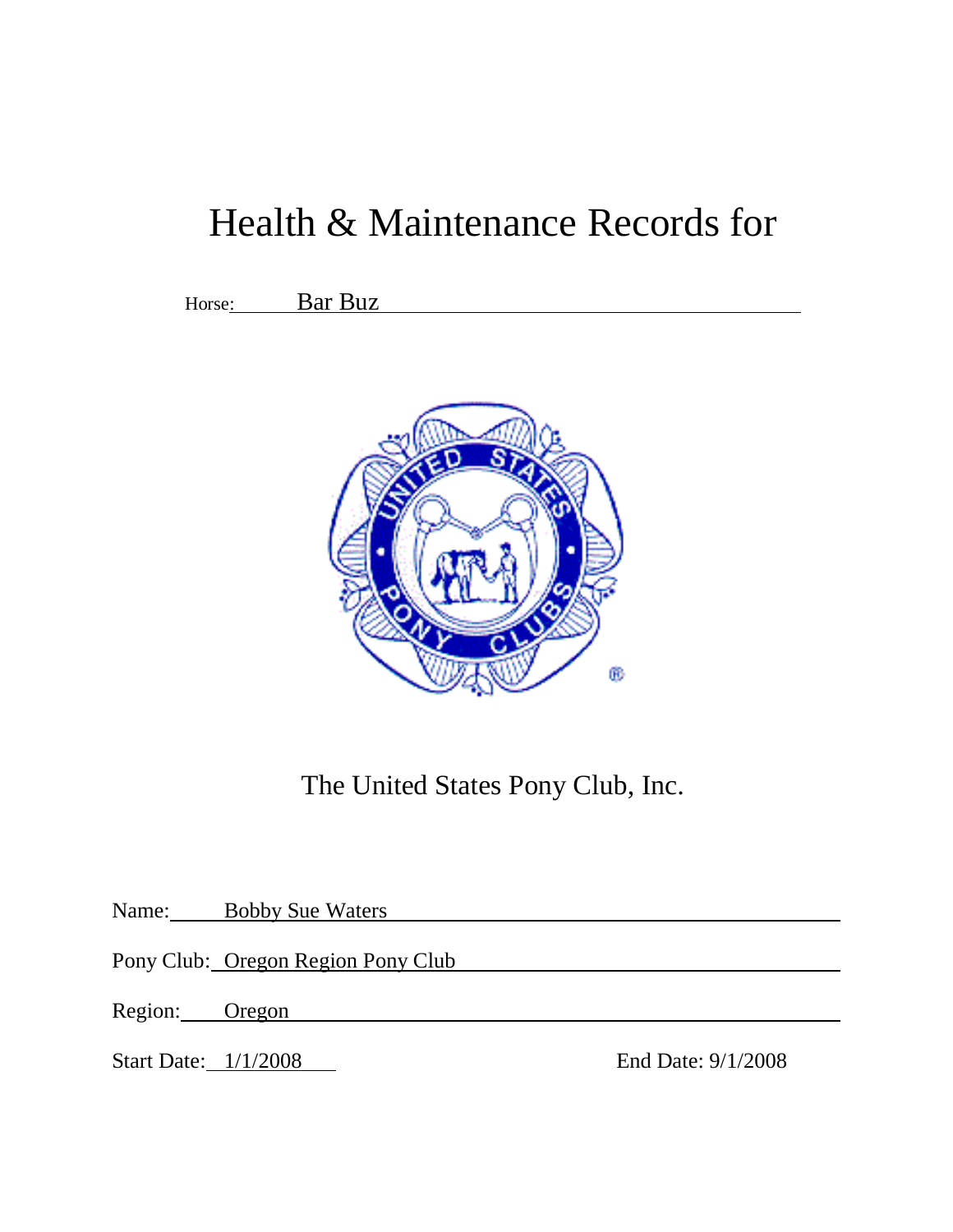# Health & Maintenance Records for

Horse: Bar Buz

The United States Pony Club, Inc.

Name: Bobby Sue Waters

Pony Club: Oregon Region Pony Club

Region: Oregon

Start Date: 1/1/2008 End Date: 9/1/2008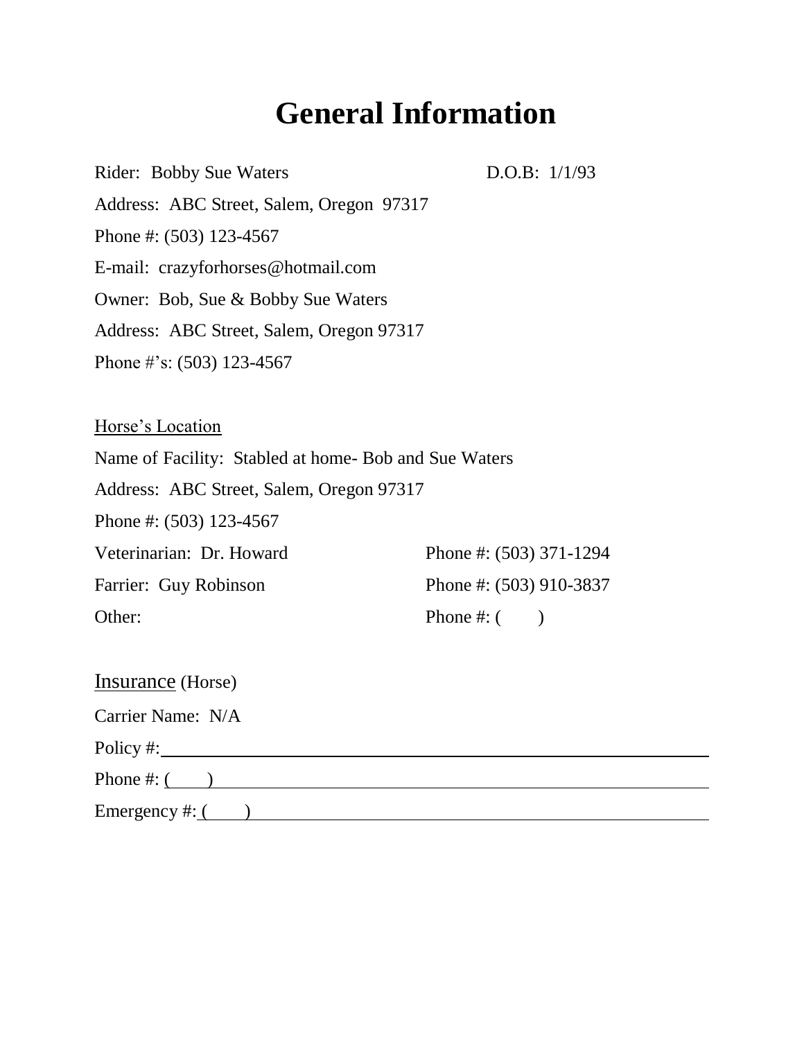# General Information

Rider: Bobby Sue Waters D.O.B: 1/1/93

Address: ABC Street, Salem, Oregon 97317

Phone #: (503) 123-4567

E-mail: crazyforhorses@hotmail.com

Owner: Bob, Sue & Bobby Sue Waters

Address: ABC Street, Salem, Oregon 97317

Phone #'s: (503) 123-4567

<u>Horse's Location</u>

Name of Facility: Stabled at home- Bob and Sue Waters

Address: ABC Street, Salem, Oregon 97317

Phone #: (503) 123-4567

Veterinarian: Dr. Howard Phone #: (503) 371-1294

Farrier: Guy Robinson Phone #: (503) 910-3837

Other: Phone #: ( )

<u>Insurance</u> (Horse)

Carrier Name: N/A

Policy #: \_\_\_\_\_\_\_\_\_\_\_\_\_\_\_\_\_\_\_\_\_\_\_\_\_\_\_\_\_\_\_\_\_\_\_\_\_\_\_\_

Phone #: ( ) \_\_\_\_\_\_\_\_\_\_\_\_\_\_\_\_\_\_\_\_\_\_\_\_\_\_\_\_\_\_\_\_\_\_\_\_\_\_\_\_

Emergency #: ( ) \_\_\_\_\_\_\_\_\_\_\_\_\_\_\_\_\_\_\_\_\_\_\_\_\_\_\_\_\_\_\_\_\_\_\_\_\_\_\_\_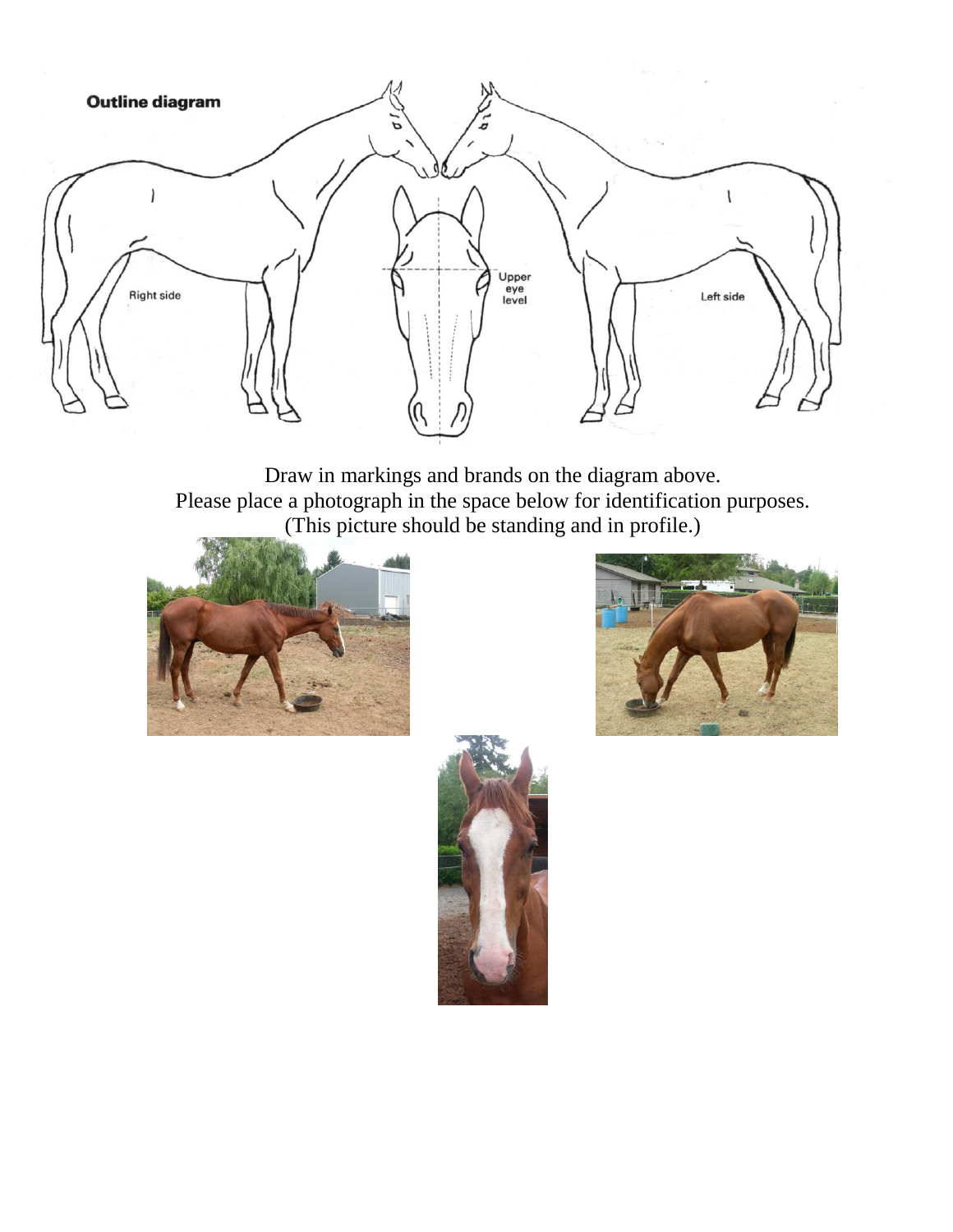Outline diagram

Right side

Upper eye level

Left side

Draw in markings and brands on the diagram above.
Please place a photograph in the space below for identification purposes.
(This picture should be standing and in profile.)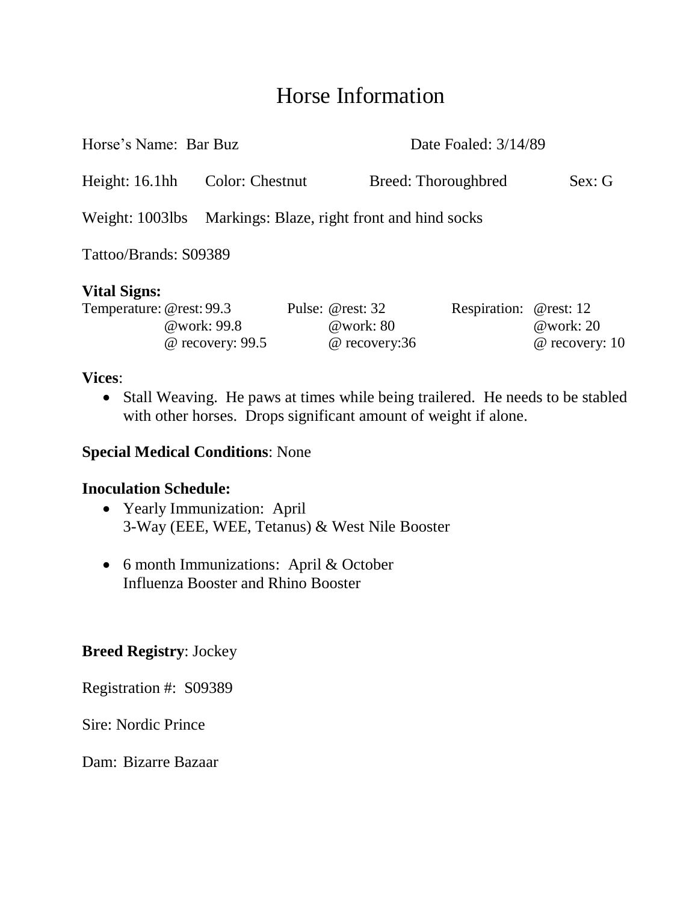# Horse Information

Horse's Name: Bar Buz Date Foaled: 3/14/89

Height: 16.1hh Color: Chestnut Breed: Thoroughbred Sex: G

Weight: 1003lbs Markings: Blaze, right front and hind socks

Tattoo/Brands: S09389

**Vital Signs:**

| Temperature: | | Pulse: | | Respiration: | |
|---|---|---|---|---|---|
| | @rest: 99.3 | | @rest: 32 | | @rest: 12 |
| | @work: 99.8 | | @work: 80 | | @work: 20 |
| | @ recovery: 99.5 | | @ recovery:36 | | @ recovery: 10 |

**Vices**:

- Stall Weaving. He paws at times while being trailered. He needs to be stabled with other horses. Drops significant amount of weight if alone.

**Special Medical Conditions**: None

**Inoculation Schedule:**

- Yearly Immunization: April
  3-Way (EEE, WEE, Tetanus) & West Nile Booster

- 6 month Immunizations: April & October
  Influenza Booster and Rhino Booster

**Breed Registry**: Jockey

Registration #: S09389

Sire: Nordic Prince

Dam: Bizarre Bazaar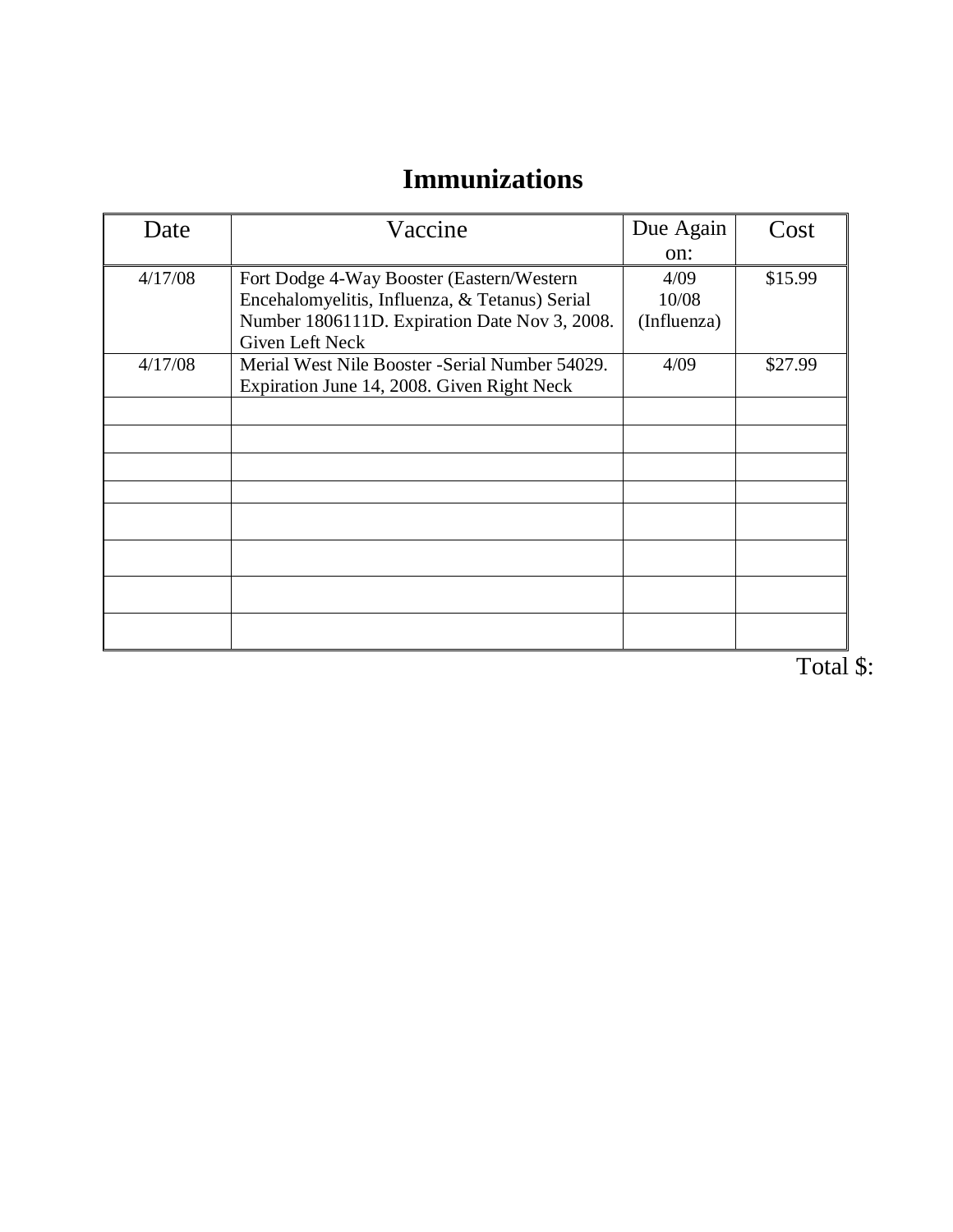# Immunizations

| Date | Vaccine | Due Again on: | Cost |
|---|---|---|---|
| 4/17/08 | Fort Dodge 4-Way Booster (Eastern/Western Encehalomyelitis, Influenza, & Tetanus) Serial Number 1806111D. Expiration Date Nov 3, 2008. Given Left Neck | 4/09<br>10/08<br>(Influenza) | $15.99 |
| 4/17/08 | Merial West Nile Booster -Serial Number 54029. Expiration June 14, 2008. Given Right Neck | 4/09 | $27.99 |
| | | | |
| | | | |
| | | | |
| | | | |
| | | | |
| | | | |
| | | | |
| | | | |

Total $: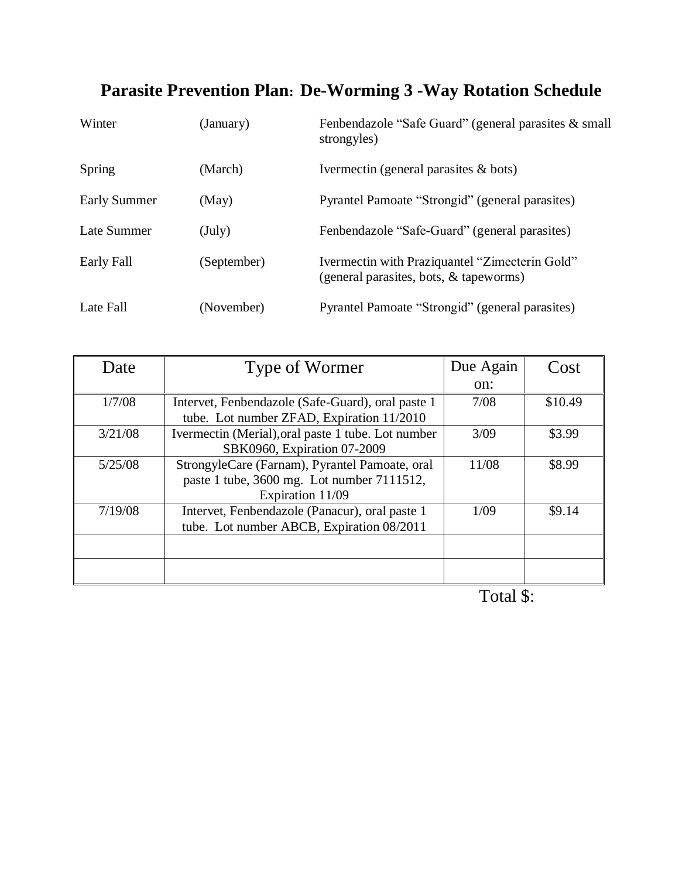# Parasite Prevention Plan: De-Worming 3 -Way Rotation Schedule

| | | |
|---|---|---|
| Winter | (January) | Fenbendazole "Safe Guard" (general parasites & small strongyles) |
| Spring | (March) | Ivermectin (general parasites & bots) |
| Early Summer | (May) | Pyrantel Pamoate "Strongid" (general parasites) |
| Late Summer | (July) | Fenbendazole "Safe-Guard" (general parasites) |
| Early Fall | (September) | Ivermectin with Praziquantel "Zimecterin Gold" (general parasites, bots, & tapeworms) |
| Late Fall | (November) | Pyrantel Pamoate "Strongid" (general parasites) |

| Date | Type of Wormer | Due Again on: | Cost |
|---|---|---|---|
| 1/7/08 | Intervet, Fenbendazole (Safe-Guard), oral paste 1 tube. Lot number ZFAD, Expiration 11/2010 | 7/08 | $10.49 |
| 3/21/08 | Ivermectin (Merial),oral paste 1 tube. Lot number SBK0960, Expiration 07-2009 | 3/09 | $3.99 |
| 5/25/08 | StrongyleCare (Farnam), Pyrantel Pamoate, oral paste 1 tube, 3600 mg. Lot number 7111512, Expiration 11/09 | 11/08 | $8.99 |
| 7/19/08 | Intervet, Fenbendazole (Panacur), oral paste 1 tube. Lot number ABCB, Expiration 08/2011 | 1/09 | $9.14 |
| | | | |
| | | | |

Total $: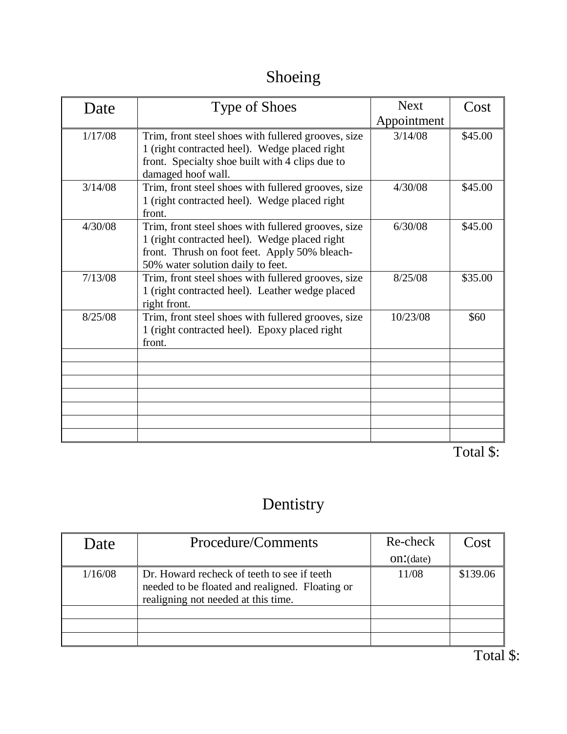# Shoeing

| Date | Type of Shoes | Next Appointment | Cost |
|---|---|---|---|
| 1/17/08 | Trim, front steel shoes with fullered grooves, size 1 (right contracted heel). Wedge placed right front. Specialty shoe built with 4 clips due to damaged hoof wall. | 3/14/08 | $45.00 |
| 3/14/08 | Trim, front steel shoes with fullered grooves, size 1 (right contracted heel). Wedge placed right front. | 4/30/08 | $45.00 |
| 4/30/08 | Trim, front steel shoes with fullered grooves, size 1 (right contracted heel). Wedge placed right front. Thrush on foot feet. Apply 50% bleach-50% water solution daily to feet. | 6/30/08 | $45.00 |
| 7/13/08 | Trim, front steel shoes with fullered grooves, size 1 (right contracted heel). Leather wedge placed right front. | 8/25/08 | $35.00 |
| 8/25/08 | Trim, front steel shoes with fullered grooves, size 1 (right contracted heel). Epoxy placed right front. | 10/23/08 | $60 |
| | | | |
| | | | |
| | | | |
| | | | |
| | | | |
| | | | |
| | | | |

Total $:

# Dentistry

| Date | Procedure/Comments | Re-check on:(date) | Cost |
|---|---|---|---|
| 1/16/08 | Dr. Howard recheck of teeth to see if teeth needed to be floated and realigned. Floating or realigning not needed at this time. | 11/08 | $139.06 |
| | | | |
| | | | |
| | | | |

Total $: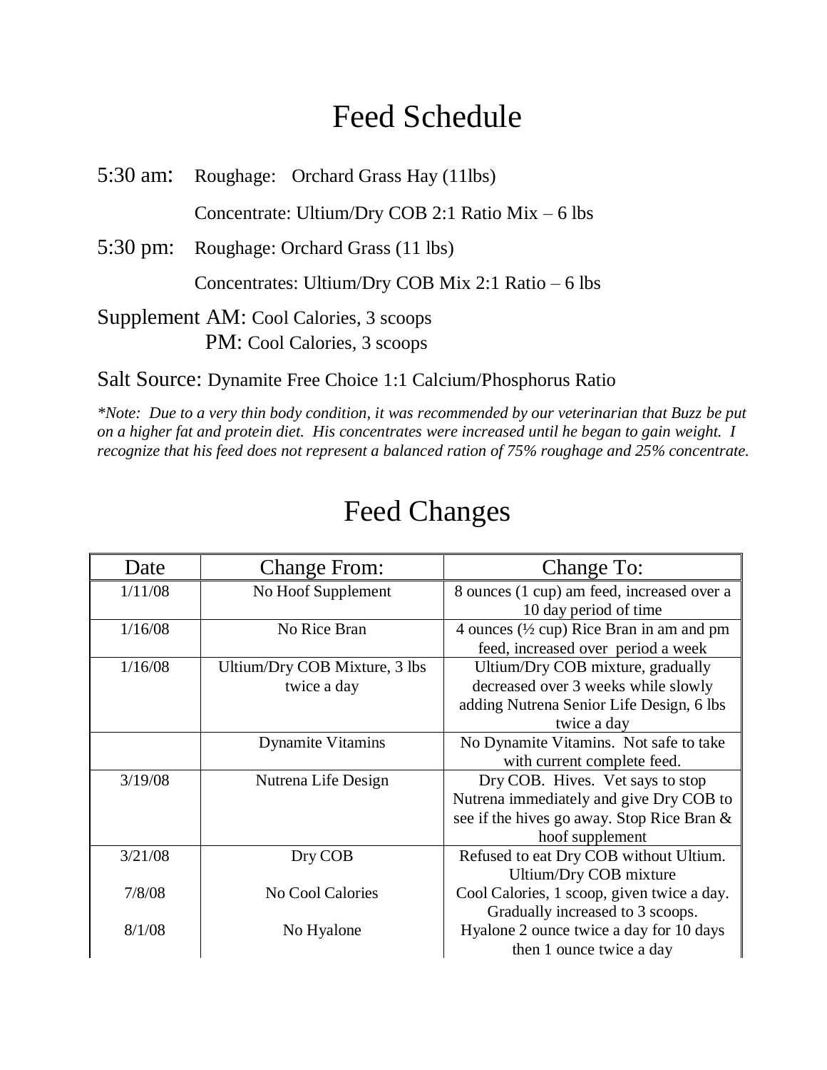# Feed Schedule

5:30 am: Roughage: Orchard Grass Hay (11lbs)

Concentrate: Ultium/Dry COB 2:1 Ratio Mix – 6 lbs

5:30 pm: Roughage: Orchard Grass (11 lbs)

Concentrates: Ultium/Dry COB Mix 2:1 Ratio – 6 lbs

Supplement AM: Cool Calories, 3 scoops

PM: Cool Calories, 3 scoops

Salt Source: Dynamite Free Choice 1:1 Calcium/Phosphorus Ratio

*\*Note: Due to a very thin body condition, it was recommended by our veterinarian that Buzz be put on a higher fat and protein diet. His concentrates were increased until he began to gain weight. I recognize that his feed does not represent a balanced ration of 75% roughage and 25% concentrate.*

# Feed Changes

| Date | Change From: | Change To: |
|---|---|---|
| 1/11/08 | No Hoof Supplement | 8 ounces (1 cup) am feed, increased over a 10 day period of time |
| 1/16/08 | No Rice Bran | 4 ounces (½ cup) Rice Bran in am and pm feed, increased over period a week |
| 1/16/08 | Ultium/Dry COB Mixture, 3 lbs twice a day | Ultium/Dry COB mixture, gradually decreased over 3 weeks while slowly adding Nutrena Senior Life Design, 6 lbs twice a day |
| | Dynamite Vitamins | No Dynamite Vitamins. Not safe to take with current complete feed. |
| 3/19/08 | Nutrena Life Design | Dry COB. Hives. Vet says to stop Nutrena immediately and give Dry COB to see if the hives go away. Stop Rice Bran & hoof supplement |
| 3/21/08 | Dry COB | Refused to eat Dry COB without Ultium. Ultium/Dry COB mixture |
| 7/8/08 | No Cool Calories | Cool Calories, 1 scoop, given twice a day. Gradually increased to 3 scoops. |
| 8/1/08 | No Hyalone | Hyalone 2 ounce twice a day for 10 days then 1 ounce twice a day |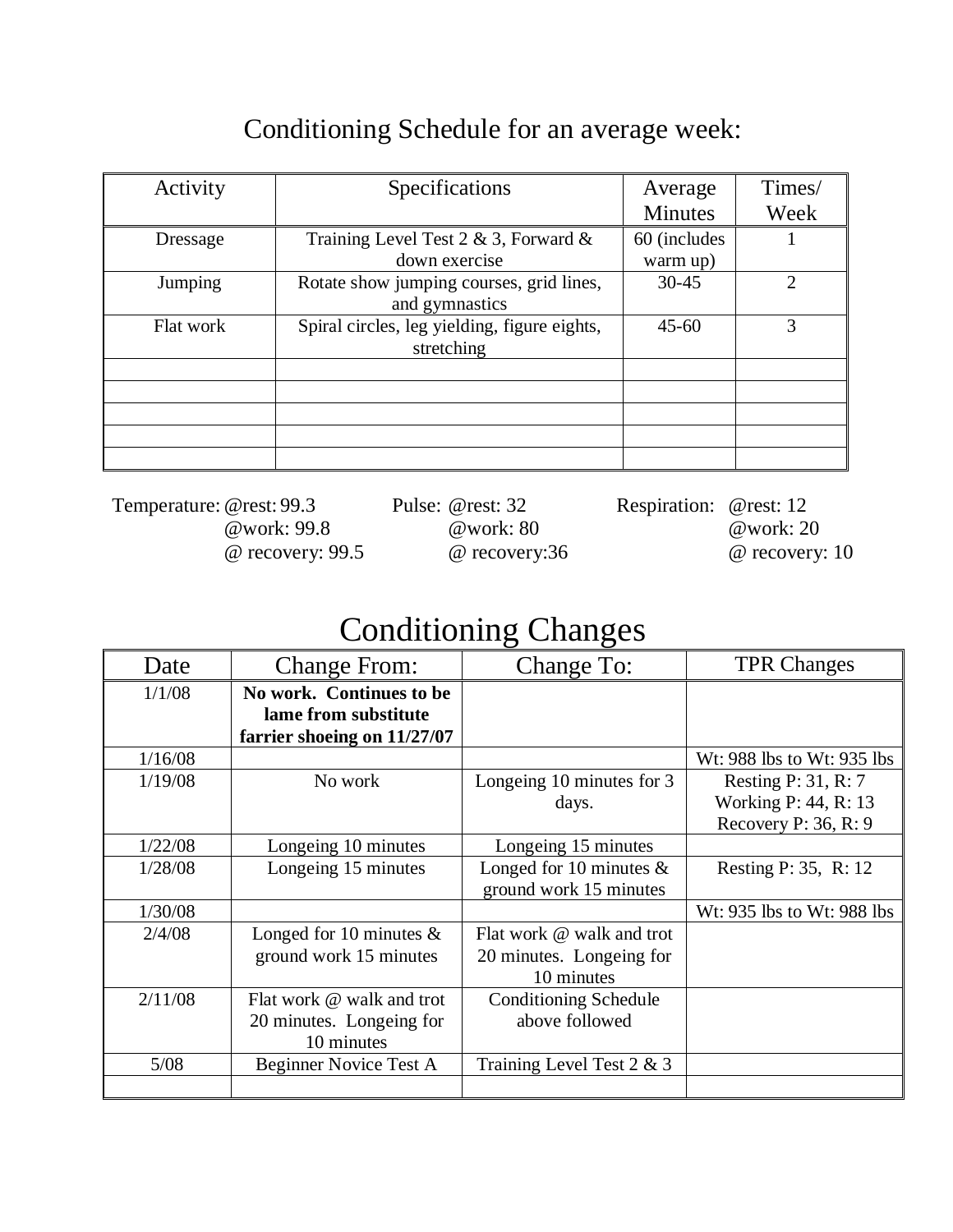# Conditioning Schedule for an average week:

| Activity | Specifications | Average Minutes | Times/ Week |
|---|---|---|---|
| Dressage | Training Level Test 2 & 3, Forward & down exercise | 60 (includes warm up) | 1 |
| Jumping | Rotate show jumping courses, grid lines, and gymnastics | 30-45 | 2 |
| Flat work | Spiral circles, leg yielding, figure eights, stretching | 45-60 | 3 |
| | | | |
| | | | |
| | | | |
| | | | |
| | | | |

Temperature: @rest: 99.3
@work: 99.8
@ recovery: 99.5

Pulse: @rest: 32
@work: 80
@ recovery:36

Respiration: @rest: 12
@work: 20
@ recovery: 10

# Conditioning Changes

| Date | Change From: | Change To: | TPR Changes |
|---|---|---|---|
| 1/1/08 | **No work. Continues to be lame from substitute farrier shoeing on 11/27/07** | | |
| 1/16/08 | | | Wt: 988 lbs to Wt: 935 lbs |
| 1/19/08 | No work | Longeing 10 minutes for 3 days. | Resting P: 31, R: 7<br>Working P: 44, R: 13<br>Recovery P: 36, R: 9 |
| 1/22/08 | Longeing 10 minutes | Longeing 15 minutes | |
| 1/28/08 | Longeing 15 minutes | Longed for 10 minutes & ground work 15 minutes | Resting P: 35, R: 12 |
| 1/30/08 | | | Wt: 935 lbs to Wt: 988 lbs |
| 2/4/08 | Longed for 10 minutes & ground work 15 minutes | Flat work @ walk and trot 20 minutes. Longeing for 10 minutes | |
| 2/11/08 | Flat work @ walk and trot 20 minutes. Longeing for 10 minutes | Conditioning Schedule above followed | |
| 5/08 | Beginner Novice Test A | Training Level Test 2 & 3 | |
| | | | |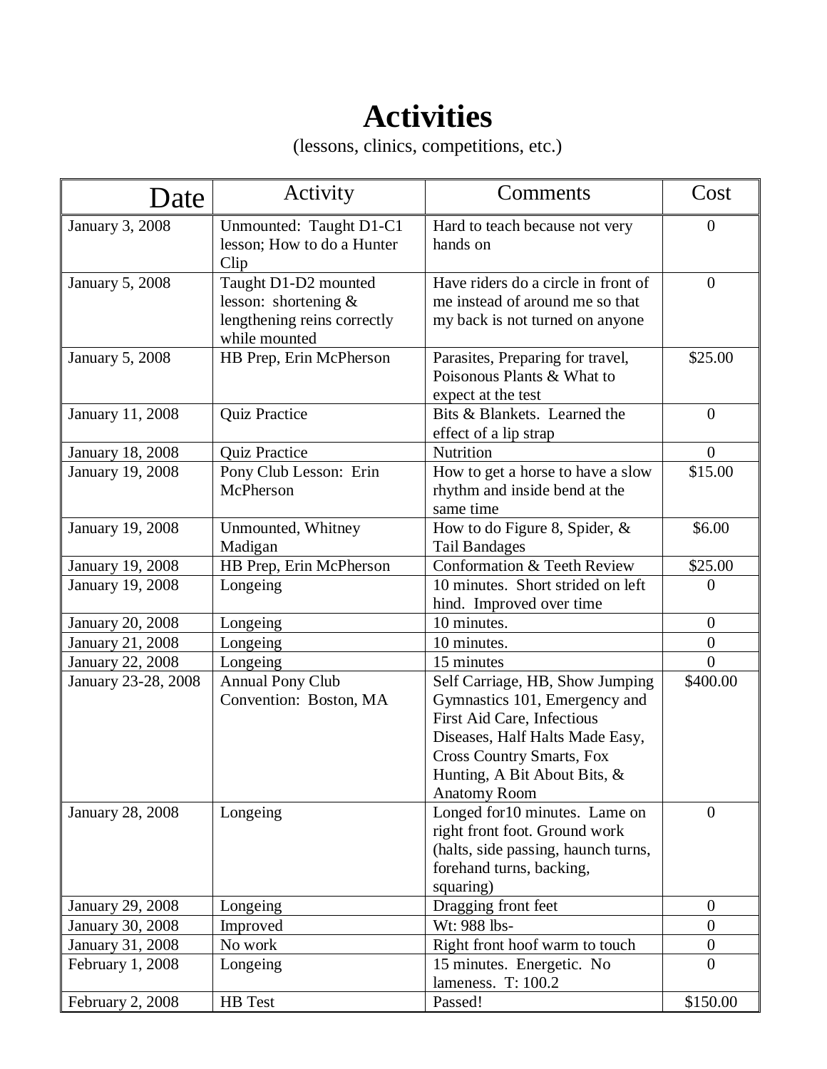# Activities

(lessons, clinics, competitions, etc.)

| Date | Activity | Comments | Cost |
|---|---|---|---|
| January 3, 2008 | Unmounted: Taught D1-C1 lesson; How to do a Hunter Clip | Hard to teach because not very hands on | 0 |
| January 5, 2008 | Taught D1-D2 mounted lesson: shortening & lengthening reins correctly while mounted | Have riders do a circle in front of me instead of around me so that my back is not turned on anyone | 0 |
| January 5, 2008 | HB Prep, Erin McPherson | Parasites, Preparing for travel, Poisonous Plants & What to expect at the test | $25.00 |
| January 11, 2008 | Quiz Practice | Bits & Blankets. Learned the effect of a lip strap | 0 |
| January 18, 2008 | Quiz Practice | Nutrition | 0 |
| January 19, 2008 | Pony Club Lesson: Erin McPherson | How to get a horse to have a slow rhythm and inside bend at the same time | $15.00 |
| January 19, 2008 | Unmounted, Whitney Madigan | How to do Figure 8, Spider, & Tail Bandages | $6.00 |
| January 19, 2008 | HB Prep, Erin McPherson | Conformation & Teeth Review | $25.00 |
| January 19, 2008 | Longeing | 10 minutes. Short strided on left hind. Improved over time | 0 |
| January 20, 2008 | Longeing | 10 minutes. | 0 |
| January 21, 2008 | Longeing | 10 minutes. | 0 |
| January 22, 2008 | Longeing | 15 minutes | 0 |
| January 23-28, 2008 | Annual Pony Club Convention: Boston, MA | Self Carriage, HB, Show Jumping Gymnastics 101, Emergency and First Aid Care, Infectious Diseases, Half Halts Made Easy, Cross Country Smarts, Fox Hunting, A Bit About Bits, & Anatomy Room | $400.00 |
| January 28, 2008 | Longeing | Longed for10 minutes. Lame on right front foot. Ground work (halts, side passing, haunch turns, forehand turns, backing, squaring) | 0 |
| January 29, 2008 | Longeing | Dragging front feet | 0 |
| January 30, 2008 | Improved | Wt: 988 lbs- | 0 |
| January 31, 2008 | No work | Right front hoof warm to touch | 0 |
| February 1, 2008 | Longeing | 15 minutes. Energetic. No lameness. T: 100.2 | 0 |
| February 2, 2008 | HB Test | Passed! | $150.00 |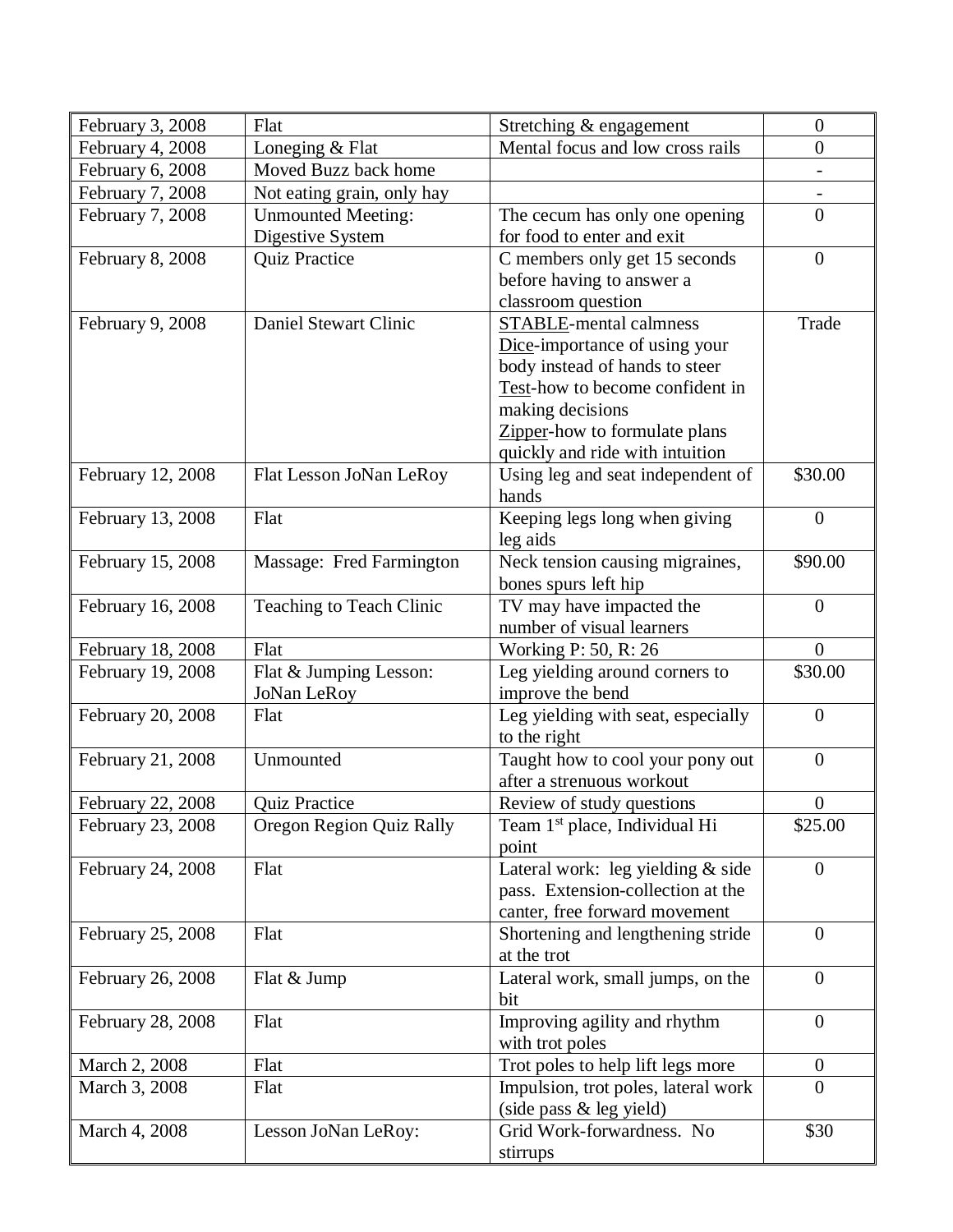| February 3, 2008 | Flat | Stretching & engagement | 0 |
|---|---|---|---|
| February 4, 2008 | Loneging & Flat | Mental focus and low cross rails | 0 |
| February 6, 2008 | Moved Buzz back home | | - |
| February 7, 2008 | Not eating grain, only hay | | - |
| February 7, 2008 | Unmounted Meeting: Digestive System | The cecum has only one opening for food to enter and exit | 0 |
| February 8, 2008 | Quiz Practice | C members only get 15 seconds before having to answer a classroom question | 0 |
| February 9, 2008 | Daniel Stewart Clinic | STABLE-mental calmness<br>Dice-importance of using your body instead of hands to steer<br>Test-how to become confident in making decisions<br>Zipper-how to formulate plans quickly and ride with intuition | Trade |
| February 12, 2008 | Flat Lesson JoNan LeRoy | Using leg and seat independent of hands | $30.00 |
| February 13, 2008 | Flat | Keeping legs long when giving leg aids | 0 |
| February 15, 2008 | Massage: Fred Farmington | Neck tension causing migraines, bones spurs left hip | $90.00 |
| February 16, 2008 | Teaching to Teach Clinic | TV may have impacted the number of visual learners | 0 |
| February 18, 2008 | Flat | Working P: 50, R: 26 | 0 |
| February 19, 2008 | Flat & Jumping Lesson: JoNan LeRoy | Leg yielding around corners to improve the bend | $30.00 |
| February 20, 2008 | Flat | Leg yielding with seat, especially to the right | 0 |
| February 21, 2008 | Unmounted | Taught how to cool your pony out after a strenuous workout | 0 |
| February 22, 2008 | Quiz Practice | Review of study questions | 0 |
| February 23, 2008 | Oregon Region Quiz Rally | Team 1st place, Individual Hi point | $25.00 |
| February 24, 2008 | Flat | Lateral work: leg yielding & side pass. Extension-collection at the canter, free forward movement | 0 |
| February 25, 2008 | Flat | Shortening and lengthening stride at the trot | 0 |
| February 26, 2008 | Flat & Jump | Lateral work, small jumps, on the bit | 0 |
| February 28, 2008 | Flat | Improving agility and rhythm with trot poles | 0 |
| March 2, 2008 | Flat | Trot poles to help lift legs more | 0 |
| March 3, 2008 | Flat | Impulsion, trot poles, lateral work (side pass & leg yield) | 0 |
| March 4, 2008 | Lesson JoNan LeRoy: | Grid Work-forwardness. No stirrups | $30 |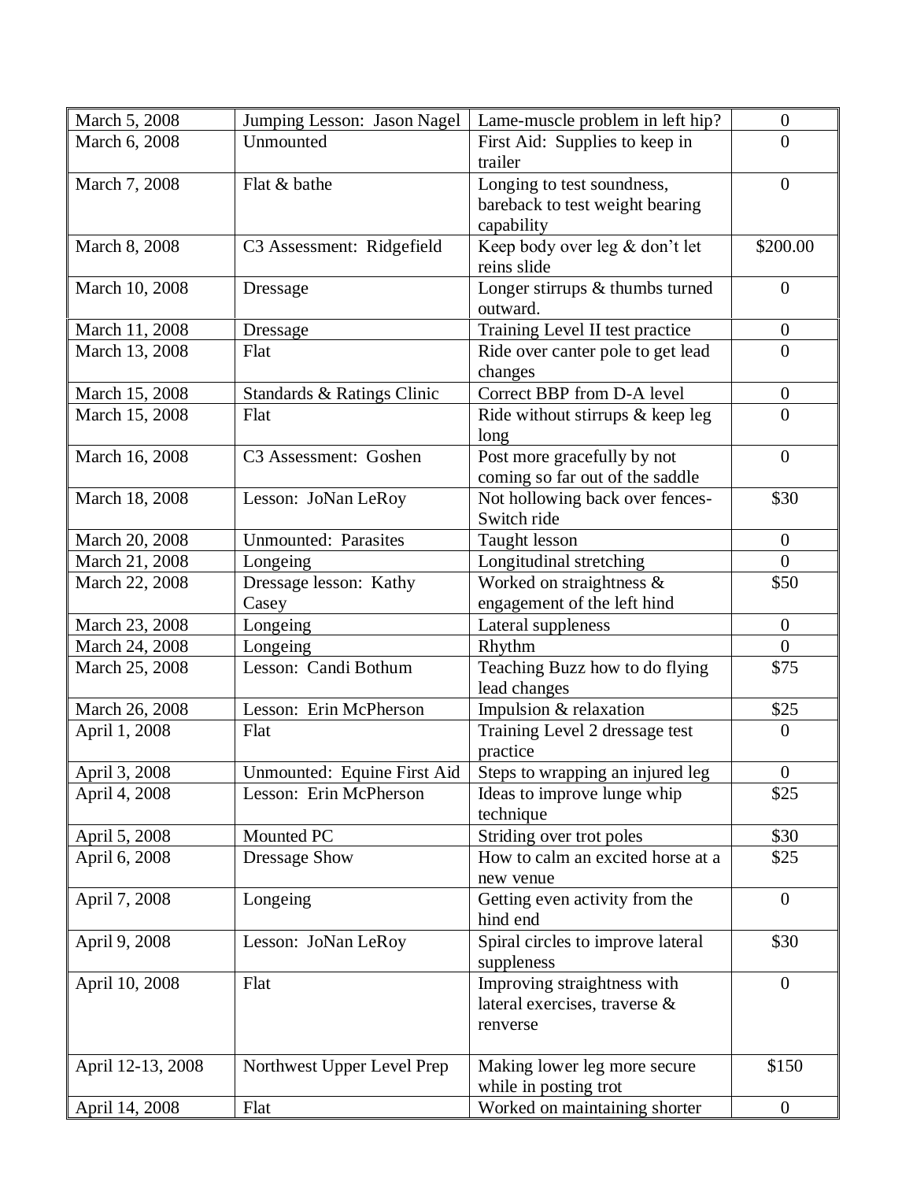| March 5, 2008 | Jumping Lesson: Jason Nagel | Lame-muscle problem in left hip? | 0 |
|---|---|---|---|
| March 6, 2008 | Unmounted | First Aid: Supplies to keep in trailer | 0 |
| March 7, 2008 | Flat & bathe | Longing to test soundness, bareback to test weight bearing capability | 0 |
| March 8, 2008 | C3 Assessment: Ridgefield | Keep body over leg & don't let reins slide | $200.00 |
| March 10, 2008 | Dressage | Longer stirrups & thumbs turned outward. | 0 |
| March 11, 2008 | Dressage | Training Level II test practice | 0 |
| March 13, 2008 | Flat | Ride over canter pole to get lead changes | 0 |
| March 15, 2008 | Standards & Ratings Clinic | Correct BBP from D-A level | 0 |
| March 15, 2008 | Flat | Ride without stirrups & keep leg long | 0 |
| March 16, 2008 | C3 Assessment: Goshen | Post more gracefully by not coming so far out of the saddle | 0 |
| March 18, 2008 | Lesson: JoNan LeRoy | Not hollowing back over fences-Switch ride | $30 |
| March 20, 2008 | Unmounted: Parasites | Taught lesson | 0 |
| March 21, 2008 | Longeing | Longitudinal stretching | 0 |
| March 22, 2008 | Dressage lesson: Kathy Casey | Worked on straightness & engagement of the left hind | $50 |
| March 23, 2008 | Longeing | Lateral suppleness | 0 |
| March 24, 2008 | Longeing | Rhythm | 0 |
| March 25, 2008 | Lesson: Candi Bothum | Teaching Buzz how to do flying lead changes | $75 |
| March 26, 2008 | Lesson: Erin McPherson | Impulsion & relaxation | $25 |
| April 1, 2008 | Flat | Training Level 2 dressage test practice | 0 |
| April 3, 2008 | Unmounted: Equine First Aid | Steps to wrapping an injured leg | 0 |
| April 4, 2008 | Lesson: Erin McPherson | Ideas to improve lunge whip technique | $25 |
| April 5, 2008 | Mounted PC | Striding over trot poles | $30 |
| April 6, 2008 | Dressage Show | How to calm an excited horse at a new venue | $25 |
| April 7, 2008 | Longeing | Getting even activity from the hind end | 0 |
| April 9, 2008 | Lesson: JoNan LeRoy | Spiral circles to improve lateral suppleness | $30 |
| April 10, 2008 | Flat | Improving straightness with lateral exercises, traverse & renverse | 0 |
| April 12-13, 2008 | Northwest Upper Level Prep | Making lower leg more secure while in posting trot | $150 |
| April 14, 2008 | Flat | Worked on maintaining shorter | 0 |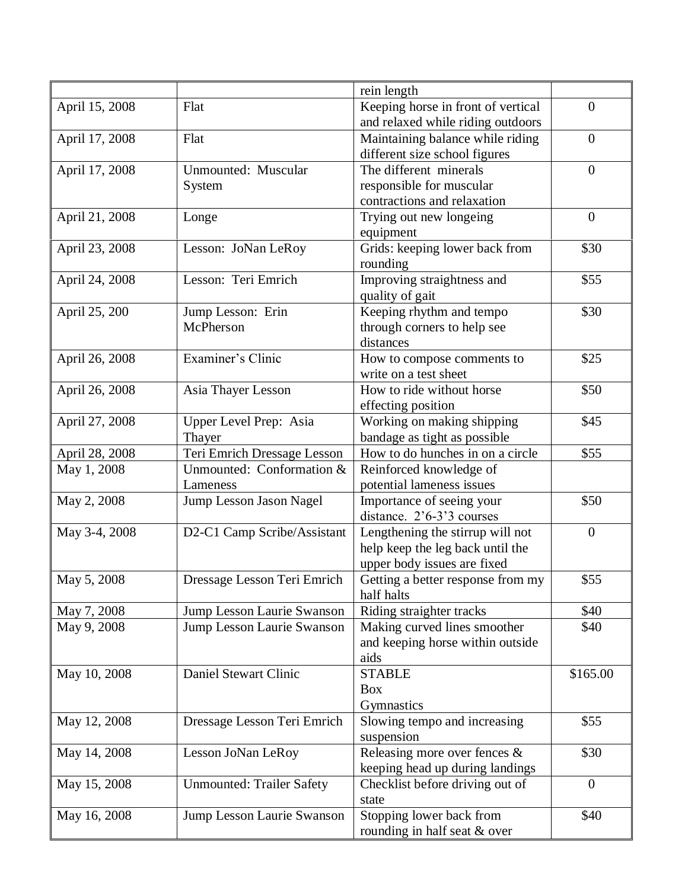| | | rein length | |
|---|---|---|---|
| April 15, 2008 | Flat | Keeping horse in front of vertical and relaxed while riding outdoors | 0 |
| April 17, 2008 | Flat | Maintaining balance while riding different size school figures | 0 |
| April 17, 2008 | Unmounted: Muscular System | The different minerals responsible for muscular contractions and relaxation | 0 |
| April 21, 2008 | Longe | Trying out new longeing equipment | 0 |
| April 23, 2008 | Lesson: JoNan LeRoy | Grids: keeping lower back from rounding | $30 |
| April 24, 2008 | Lesson: Teri Emrich | Improving straightness and quality of gait | $55 |
| April 25, 200 | Jump Lesson: Erin McPherson | Keeping rhythm and tempo through corners to help see distances | $30 |
| April 26, 2008 | Examiner's Clinic | How to compose comments to write on a test sheet | $25 |
| April 26, 2008 | Asia Thayer Lesson | How to ride without horse effecting position | $50 |
| April 27, 2008 | Upper Level Prep: Asia Thayer | Working on making shipping bandage as tight as possible | $45 |
| April 28, 2008 | Teri Emrich Dressage Lesson | How to do hunches in on a circle | $55 |
| May 1, 2008 | Unmounted: Conformation & Lameness | Reinforced knowledge of potential lameness issues | |
| May 2, 2008 | Jump Lesson Jason Nagel | Importance of seeing your distance. 2'6-3'3 courses | $50 |
| May 3-4, 2008 | D2-C1 Camp Scribe/Assistant | Lengthening the stirrup will not help keep the leg back until the upper body issues are fixed | 0 |
| May 5, 2008 | Dressage Lesson Teri Emrich | Getting a better response from my half halts | $55 |
| May 7, 2008 | Jump Lesson Laurie Swanson | Riding straighter tracks | $40 |
| May 9, 2008 | Jump Lesson Laurie Swanson | Making curved lines smoother and keeping horse within outside aids | $40 |
| May 10, 2008 | Daniel Stewart Clinic | STABLE<br>Box<br>Gymnastics | $165.00 |
| May 12, 2008 | Dressage Lesson Teri Emrich | Slowing tempo and increasing suspension | $55 |
| May 14, 2008 | Lesson JoNan LeRoy | Releasing more over fences & keeping head up during landings | $30 |
| May 15, 2008 | Unmounted: Trailer Safety | Checklist before driving out of state | 0 |
| May 16, 2008 | Jump Lesson Laurie Swanson | Stopping lower back from rounding in half seat & over | $40 |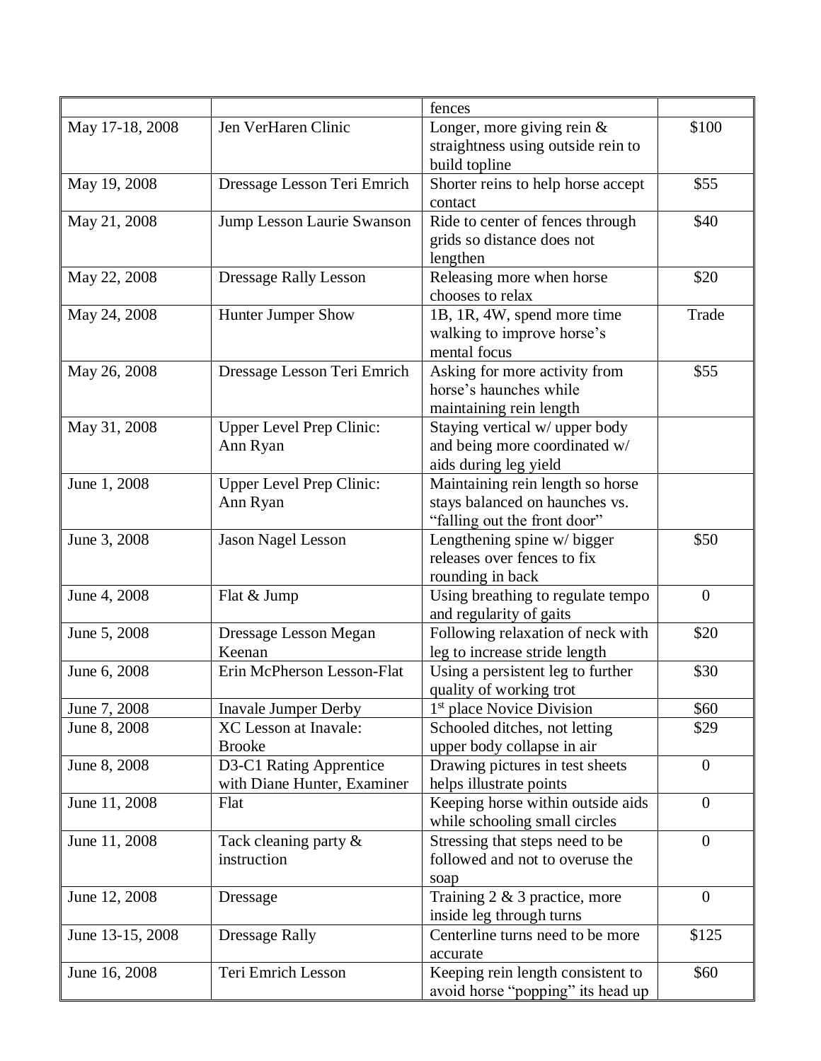| | | fences | |
|---|---|---|---|
| May 17-18, 2008 | Jen VerHaren Clinic | Longer, more giving rein & straightness using outside rein to build topline | $100 |
| May 19, 2008 | Dressage Lesson Teri Emrich | Shorter reins to help horse accept contact | $55 |
| May 21, 2008 | Jump Lesson Laurie Swanson | Ride to center of fences through grids so distance does not lengthen | $40 |
| May 22, 2008 | Dressage Rally Lesson | Releasing more when horse chooses to relax | $20 |
| May 24, 2008 | Hunter Jumper Show | 1B, 1R, 4W, spend more time walking to improve horse's mental focus | Trade |
| May 26, 2008 | Dressage Lesson Teri Emrich | Asking for more activity from horse's haunches while maintaining rein length | $55 |
| May 31, 2008 | Upper Level Prep Clinic: Ann Ryan | Staying vertical w/ upper body and being more coordinated w/ aids during leg yield | |
| June 1, 2008 | Upper Level Prep Clinic: Ann Ryan | Maintaining rein length so horse stays balanced on haunches vs. "falling out the front door" | |
| June 3, 2008 | Jason Nagel Lesson | Lengthening spine w/ bigger releases over fences to fix rounding in back | $50 |
| June 4, 2008 | Flat & Jump | Using breathing to regulate tempo and regularity of gaits | 0 |
| June 5, 2008 | Dressage Lesson Megan Keenan | Following relaxation of neck with leg to increase stride length | $20 |
| June 6, 2008 | Erin McPherson Lesson-Flat | Using a persistent leg to further quality of working trot | $30 |
| June 7, 2008 | Inavale Jumper Derby | 1st place Novice Division | $60 |
| June 8, 2008 | XC Lesson at Inavale: Brooke | Schooled ditches, not letting upper body collapse in air | $29 |
| June 8, 2008 | D3-C1 Rating Apprentice with Diane Hunter, Examiner | Drawing pictures in test sheets helps illustrate points | 0 |
| June 11, 2008 | Flat | Keeping horse within outside aids while schooling small circles | 0 |
| June 11, 2008 | Tack cleaning party & instruction | Stressing that steps need to be followed and not to overuse the soap | 0 |
| June 12, 2008 | Dressage | Training 2 & 3 practice, more inside leg through turns | 0 |
| June 13-15, 2008 | Dressage Rally | Centerline turns need to be more accurate | $125 |
| June 16, 2008 | Teri Emrich Lesson | Keeping rein length consistent to avoid horse "popping" its head up | $60 |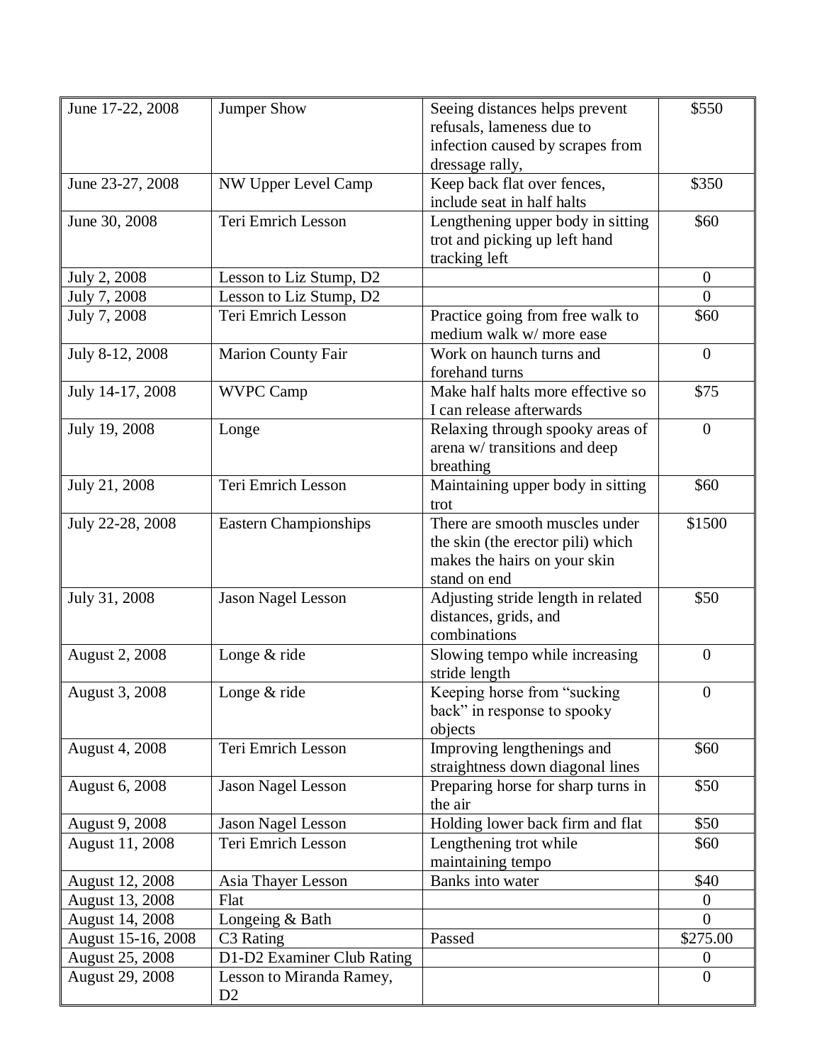| June 17-22, 2008 | Jumper Show | Seeing distances helps prevent refusals, lameness due to infection caused by scrapes from dressage rally, | $550 |
|---|---|---|---|
| June 23-27, 2008 | NW Upper Level Camp | Keep back flat over fences, include seat in half halts | $350 |
| June 30, 2008 | Teri Emrich Lesson | Lengthening upper body in sitting trot and picking up left hand tracking left | $60 |
| July 2, 2008 | Lesson to Liz Stump, D2 | | 0 |
| July 7, 2008 | Lesson to Liz Stump, D2 | | 0 |
| July 7, 2008 | Teri Emrich Lesson | Practice going from free walk to medium walk w/ more ease | $60 |
| July 8-12, 2008 | Marion County Fair | Work on haunch turns and forehand turns | 0 |
| July 14-17, 2008 | WVPC Camp | Make half halts more effective so I can release afterwards | $75 |
| July 19, 2008 | Longe | Relaxing through spooky areas of arena w/ transitions and deep breathing | 0 |
| July 21, 2008 | Teri Emrich Lesson | Maintaining upper body in sitting trot | $60 |
| July 22-28, 2008 | Eastern Championships | There are smooth muscles under the skin (the erector pili) which makes the hairs on your skin stand on end | $1500 |
| July 31, 2008 | Jason Nagel Lesson | Adjusting stride length in related distances, grids, and combinations | $50 |
| August 2, 2008 | Longe & ride | Slowing tempo while increasing stride length | 0 |
| August 3, 2008 | Longe & ride | Keeping horse from "sucking back" in response to spooky objects | 0 |
| August 4, 2008 | Teri Emrich Lesson | Improving lengthenings and straightness down diagonal lines | $60 |
| August 6, 2008 | Jason Nagel Lesson | Preparing horse for sharp turns in the air | $50 |
| August 9, 2008 | Jason Nagel Lesson | Holding lower back firm and flat | $50 |
| August 11, 2008 | Teri Emrich Lesson | Lengthening trot while maintaining tempo | $60 |
| August 12, 2008 | Asia Thayer Lesson | Banks into water | $40 |
| August 13, 2008 | Flat | | 0 |
| August 14, 2008 | Longeing & Bath | | 0 |
| August 15-16, 2008 | C3 Rating | Passed | $275.00 |
| August 25, 2008 | D1-D2 Examiner Club Rating | | 0 |
| August 29, 2008 | Lesson to Miranda Ramey, D2 | | 0 |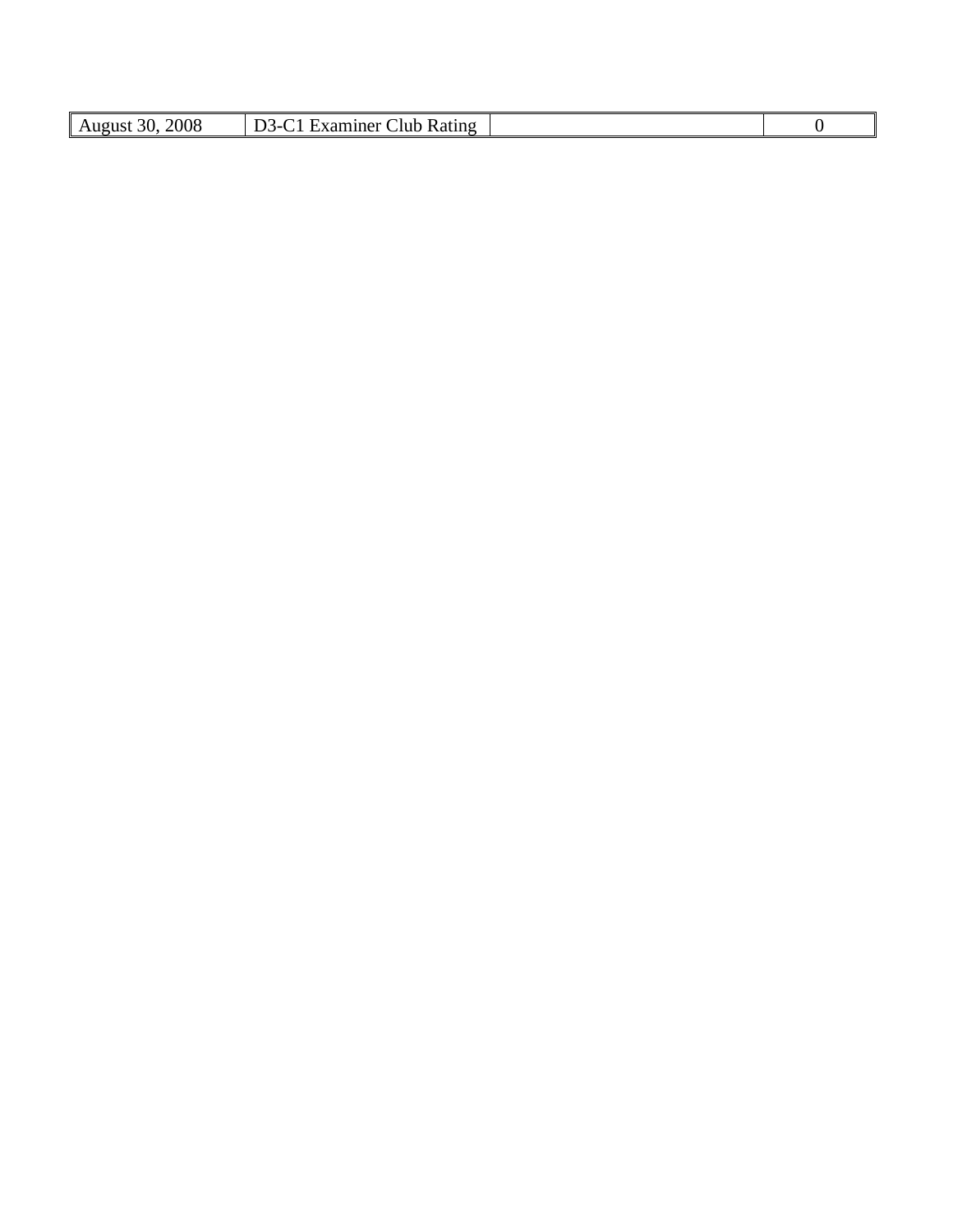| August 30, 2008 | D3-C1 Examiner Club Rating | | 0 |
|---|---|---|---|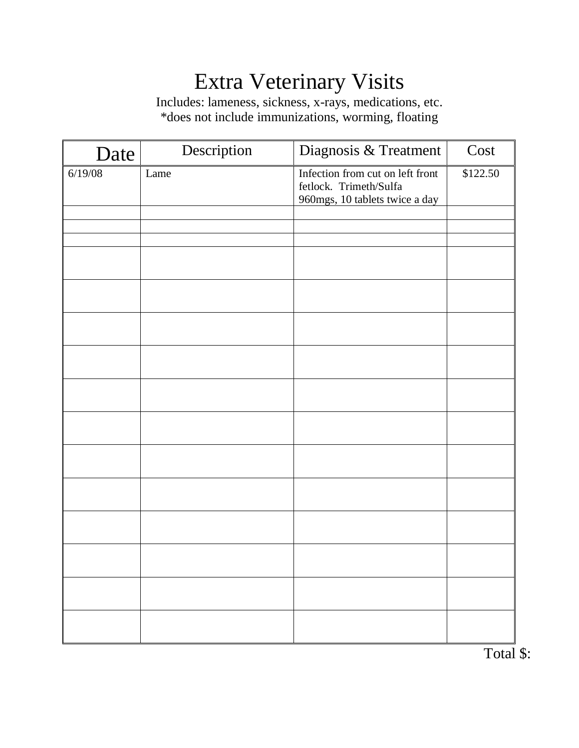# Extra Veterinary Visits

Includes: lameness, sickness, x-rays, medications, etc.
*does not include immunizations, worming, floating

| Date | Description | Diagnosis & Treatment | Cost |
|---|---|---|---|
| 6/19/08 | Lame | Infection from cut on left front fetlock. Trimeth/Sulfa 960mgs, 10 tablets twice a day | $122.50 |
| | | | |
| | | | |
| | | | |
| | | | |
| | | | |
| | | | |
| | | | |
| | | | |
| | | | |
| | | | |
| | | | |
| | | | |
| | | | |
| | | | |
| | | | |

Total $: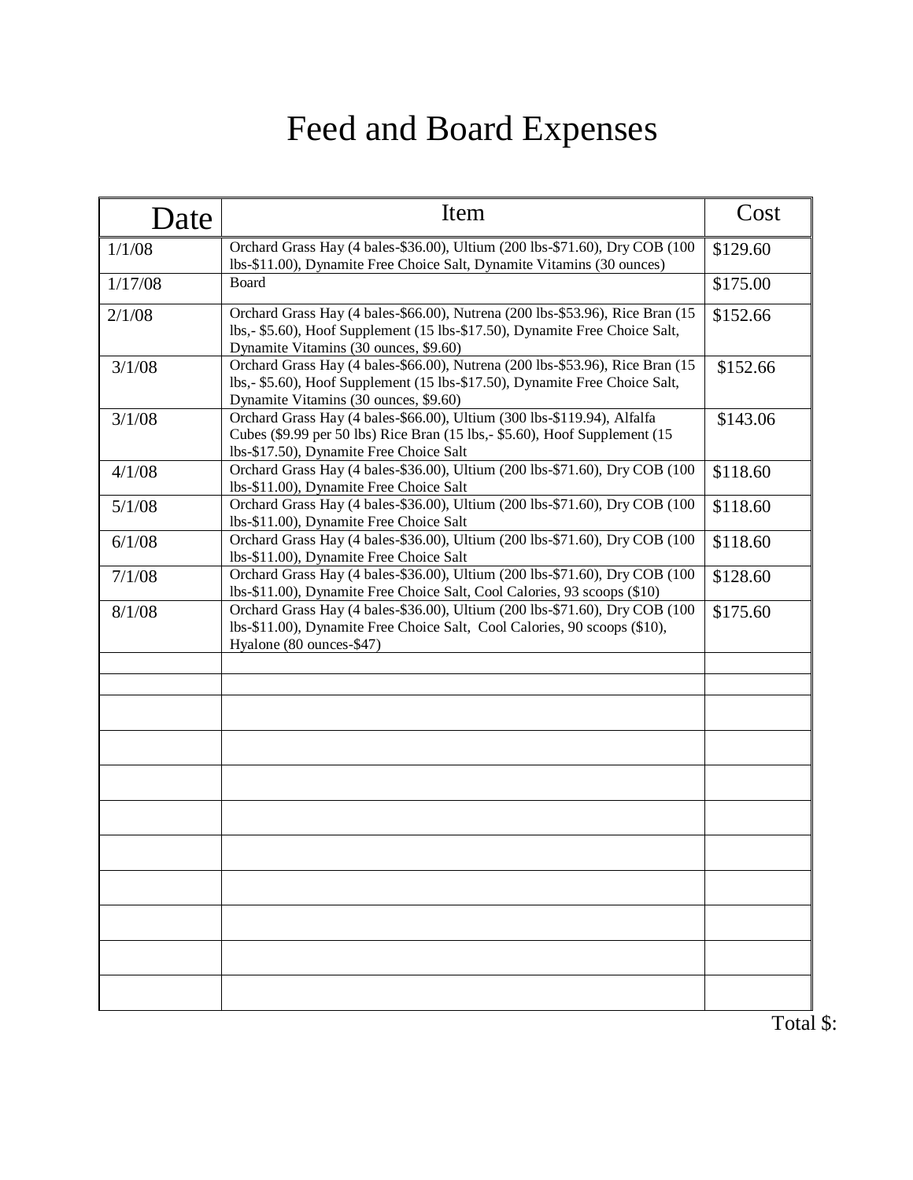# Feed and Board Expenses

| Date | Item | Cost |
|---|---|---|
| 1/1/08 | Orchard Grass Hay (4 bales-$36.00), Ultium (200 lbs-$71.60), Dry COB (100 lbs-$11.00), Dynamite Free Choice Salt, Dynamite Vitamins (30 ounces) | $129.60 |
| 1/17/08 | Board | $175.00 |
| 2/1/08 | Orchard Grass Hay (4 bales-$66.00), Nutrena (200 lbs-$53.96), Rice Bran (15 lbs,- $5.60), Hoof Supplement (15 lbs-$17.50), Dynamite Free Choice Salt, Dynamite Vitamins (30 ounces, $9.60) | $152.66 |
| 3/1/08 | Orchard Grass Hay (4 bales-$66.00), Nutrena (200 lbs-$53.96), Rice Bran (15 lbs,- $5.60), Hoof Supplement (15 lbs-$17.50), Dynamite Free Choice Salt, Dynamite Vitamins (30 ounces, $9.60) | $152.66 |
| 3/1/08 | Orchard Grass Hay (4 bales-$66.00), Ultium (300 lbs-$119.94), Alfalfa Cubes ($9.99 per 50 lbs) Rice Bran (15 lbs,- $5.60), Hoof Supplement (15 lbs-$17.50), Dynamite Free Choice Salt | $143.06 |
| 4/1/08 | Orchard Grass Hay (4 bales-$36.00), Ultium (200 lbs-$71.60), Dry COB (100 lbs-$11.00), Dynamite Free Choice Salt | $118.60 |
| 5/1/08 | Orchard Grass Hay (4 bales-$36.00), Ultium (200 lbs-$71.60), Dry COB (100 lbs-$11.00), Dynamite Free Choice Salt | $118.60 |
| 6/1/08 | Orchard Grass Hay (4 bales-$36.00), Ultium (200 lbs-$71.60), Dry COB (100 lbs-$11.00), Dynamite Free Choice Salt | $118.60 |
| 7/1/08 | Orchard Grass Hay (4 bales-$36.00), Ultium (200 lbs-$71.60), Dry COB (100 lbs-$11.00), Dynamite Free Choice Salt, Cool Calories, 93 scoops ($10) | $128.60 |
| 8/1/08 | Orchard Grass Hay (4 bales-$36.00), Ultium (200 lbs-$71.60), Dry COB (100 lbs-$11.00), Dynamite Free Choice Salt, Cool Calories, 90 scoops ($10), Hyalone (80 ounces-$47) | $175.60 |
| | | |
| | | |
| | | |
| | | |
| | | |
| | | |
| | | |
| | | |
| | | |
| | | |
| | | |

Total $: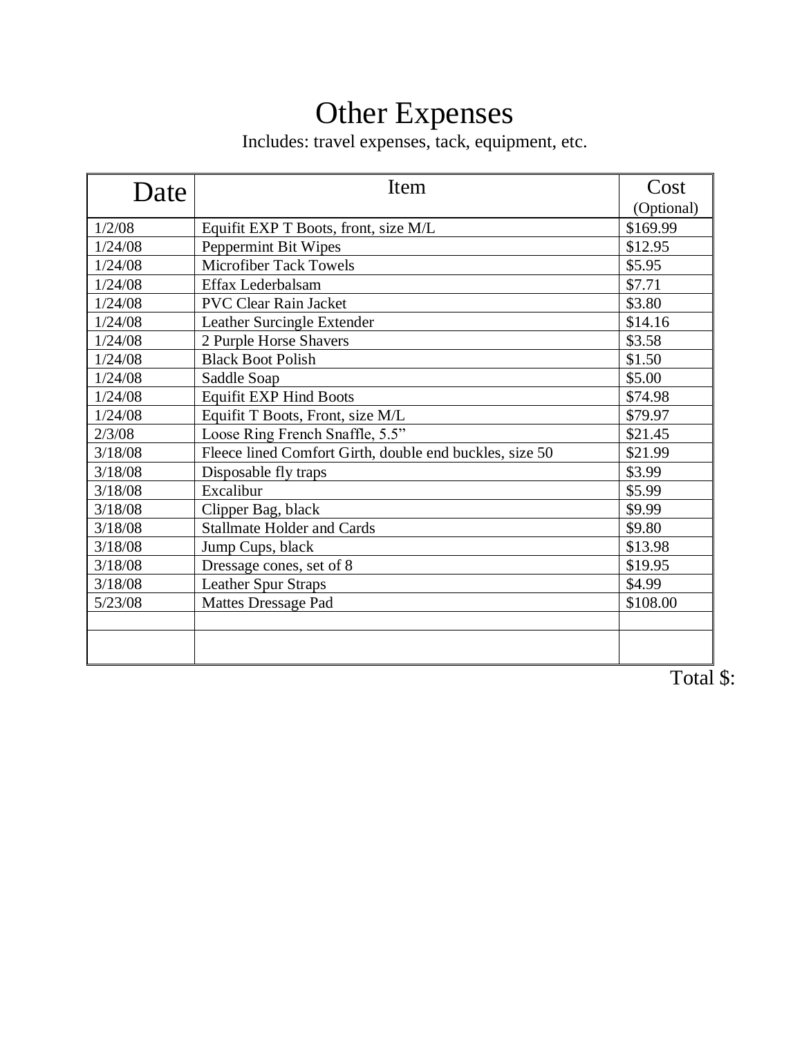# Other Expenses

Includes: travel expenses, tack, equipment, etc.

| Date | Item | Cost (Optional) |
|---|---|---|
| 1/2/08 | Equifit EXP T Boots, front, size M/L | $169.99 |
| 1/24/08 | Peppermint Bit Wipes | $12.95 |
| 1/24/08 | Microfiber Tack Towels | $5.95 |
| 1/24/08 | Effax Lederbalsam | $7.71 |
| 1/24/08 | PVC Clear Rain Jacket | $3.80 |
| 1/24/08 | Leather Surcingle Extender | $14.16 |
| 1/24/08 | 2 Purple Horse Shavers | $3.58 |
| 1/24/08 | Black Boot Polish | $1.50 |
| 1/24/08 | Saddle Soap | $5.00 |
| 1/24/08 | Equifit EXP Hind Boots | $74.98 |
| 1/24/08 | Equifit T Boots, Front, size M/L | $79.97 |
| 2/3/08 | Loose Ring French Snaffle, 5.5" | $21.45 |
| 3/18/08 | Fleece lined Comfort Girth, double end buckles, size 50 | $21.99 |
| 3/18/08 | Disposable fly traps | $3.99 |
| 3/18/08 | Excalibur | $5.99 |
| 3/18/08 | Clipper Bag, black | $9.99 |
| 3/18/08 | Stallmate Holder and Cards | $9.80 |
| 3/18/08 | Jump Cups, black | $13.98 |
| 3/18/08 | Dressage cones, set of 8 | $19.95 |
| 3/18/08 | Leather Spur Straps | $4.99 |
| 5/23/08 | Mattes Dressage Pad | $108.00 |
| | | |
| | | |

Total $: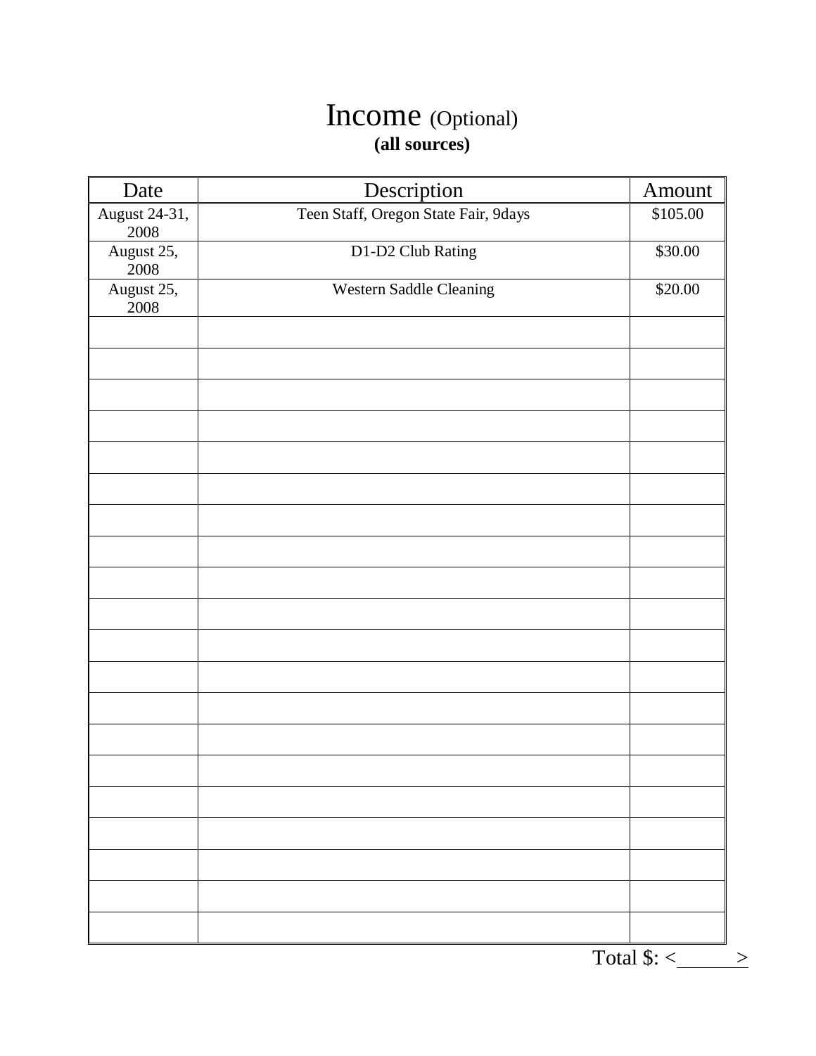# Income (Optional)
**(all sources)**

| Date | Description | Amount |
|---|---|---|
| August 24-31, 2008 | Teen Staff, Oregon State Fair, 9days | $105.00 |
| August 25, 2008 | D1-D2 Club Rating | $30.00 |
| August 25, 2008 | Western Saddle Cleaning | $20.00 |
| | | |
| | | |
| | | |
| | | |
| | | |
| | | |
| | | |
| | | |
| | | |
| | | |
| | | |
| | | |
| | | |
| | | |
| | | |
| | | |
| | | |
| | | |
| | | |
| | | |

Total $: <\_\_\_\_\_\_>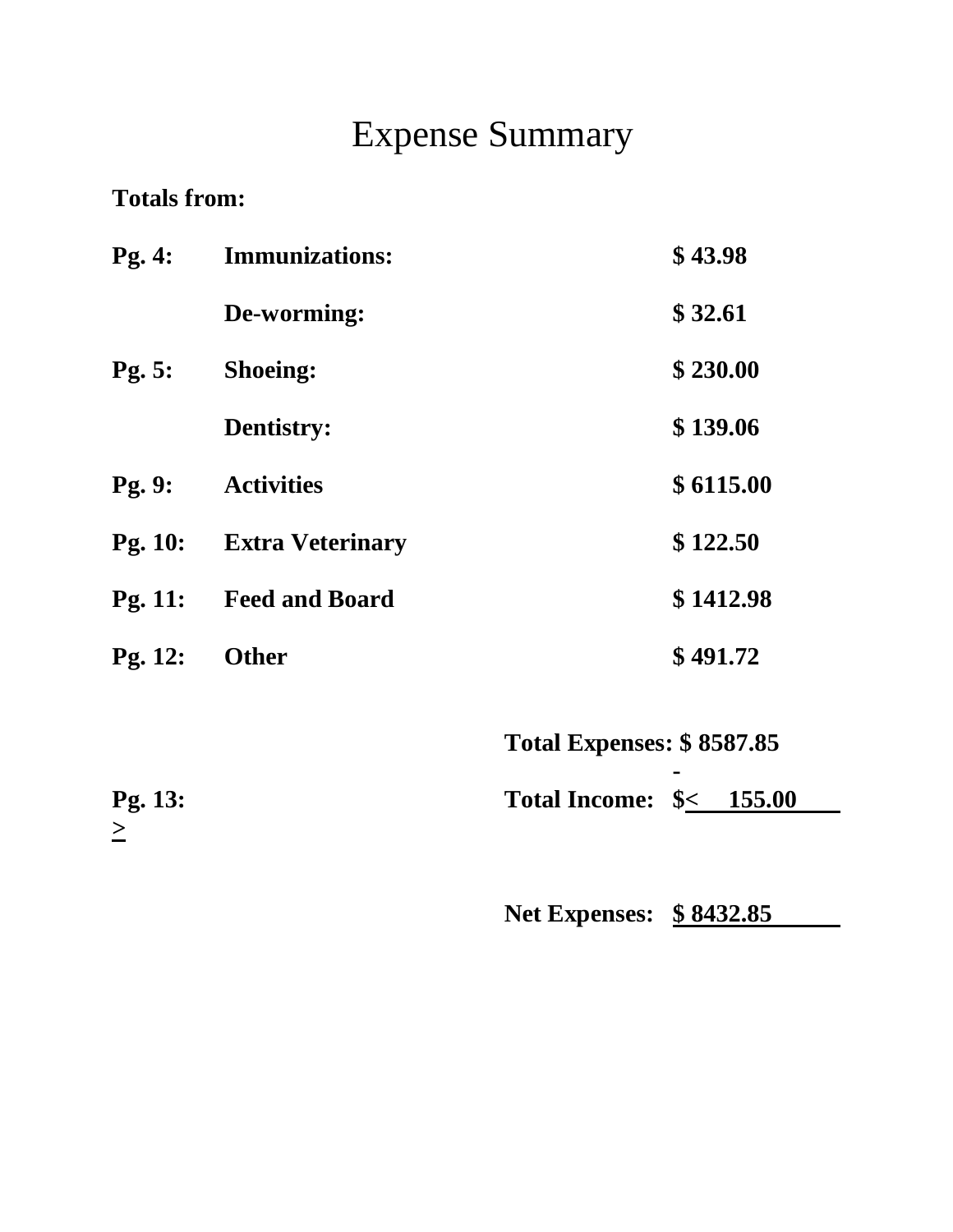# Expense Summary

**Totals from:**

| | | |
|---|---|---|
| **Pg. 4:** | **Immunizations:** | **$ 43.98** |
| | **De-worming:** | **$ 32.61** |
| **Pg. 5:** | **Shoeing:** | **$ 230.00** |
| | **Dentistry:** | **$ 139.06** |
| **Pg. 9:** | **Activities** | **$ 6115.00** |
| **Pg. 10:** | **Extra Veterinary** | **$ 122.50** |
| **Pg. 11:** | **Feed and Board** | **$ 1412.98** |
| **Pg. 12:** | **Other** | **$ 491.72** |

**Total Expenses: $ 8587.85**

**-**

**Pg. 13:** **Total Income: $< 155.00 >**

**Net Expenses: $ 8432.85**